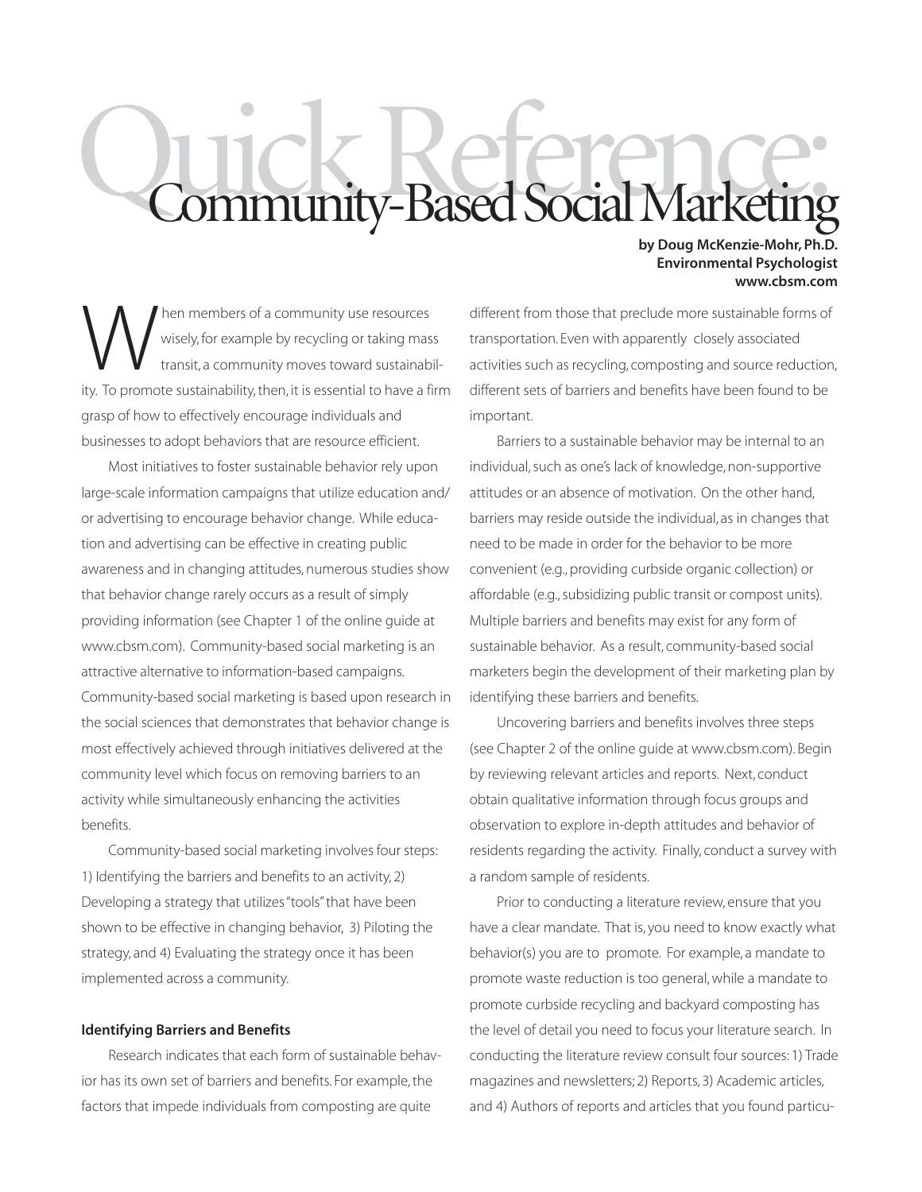# Quick Reference: Community-Based Social Marketing

**by Doug McKenzie-Mohr, Ph.D.**
**Environmental Psychologist**
**www.cbsm.com**

When members of a community use resources wisely, for example by recycling or taking mass transit, a community moves toward sustainability. To promote sustainability, then, it is essential to have a firm grasp of how to effectively encourage individuals and businesses to adopt behaviors that are resource efficient.

Most initiatives to foster sustainable behavior rely upon large-scale information campaigns that utilize education and/or advertising to encourage behavior change. While education and advertising can be effective in creating public awareness and in changing attitudes, numerous studies show that behavior change rarely occurs as a result of simply providing information (see Chapter 1 of the online guide at www.cbsm.com). Community-based social marketing is an attractive alternative to information-based campaigns. Community-based social marketing is based upon research in the social sciences that demonstrates that behavior change is most effectively achieved through initiatives delivered at the community level which focus on removing barriers to an activity while simultaneously enhancing the activities benefits.

Community-based social marketing involves four steps: 1) Identifying the barriers and benefits to an activity, 2) Developing a strategy that utilizes "tools" that have been shown to be effective in changing behavior, 3) Piloting the strategy, and 4) Evaluating the strategy once it has been implemented across a community.

### Identifying Barriers and Benefits

Research indicates that each form of sustainable behavior has its own set of barriers and benefits. For example, the factors that impede individuals from composting are quite different from those that preclude more sustainable forms of transportation. Even with apparently closely associated activities such as recycling, composting and source reduction, different sets of barriers and benefits have been found to be important.

Barriers to a sustainable behavior may be internal to an individual, such as one's lack of knowledge, non-supportive attitudes or an absence of motivation. On the other hand, barriers may reside outside the individual, as in changes that need to be made in order for the behavior to be more convenient (e.g., providing curbside organic collection) or affordable (e.g., subsidizing public transit or compost units). Multiple barriers and benefits may exist for any form of sustainable behavior. As a result, community-based social marketers begin the development of their marketing plan by identifying these barriers and benefits.

Uncovering barriers and benefits involves three steps (see Chapter 2 of the online guide at www.cbsm.com). Begin by reviewing relevant articles and reports. Next, conduct obtain qualitative information through focus groups and observation to explore in-depth attitudes and behavior of residents regarding the activity. Finally, conduct a survey with a random sample of residents.

Prior to conducting a literature review, ensure that you have a clear mandate. That is, you need to know exactly what behavior(s) you are to promote. For example, a mandate to promote waste reduction is too general, while a mandate to promote curbside recycling and backyard composting has the level of detail you need to focus your literature search. In conducting the literature review consult four sources: 1) Trade magazines and newsletters; 2) Reports, 3) Academic articles, and 4) Authors of reports and articles that you found particu-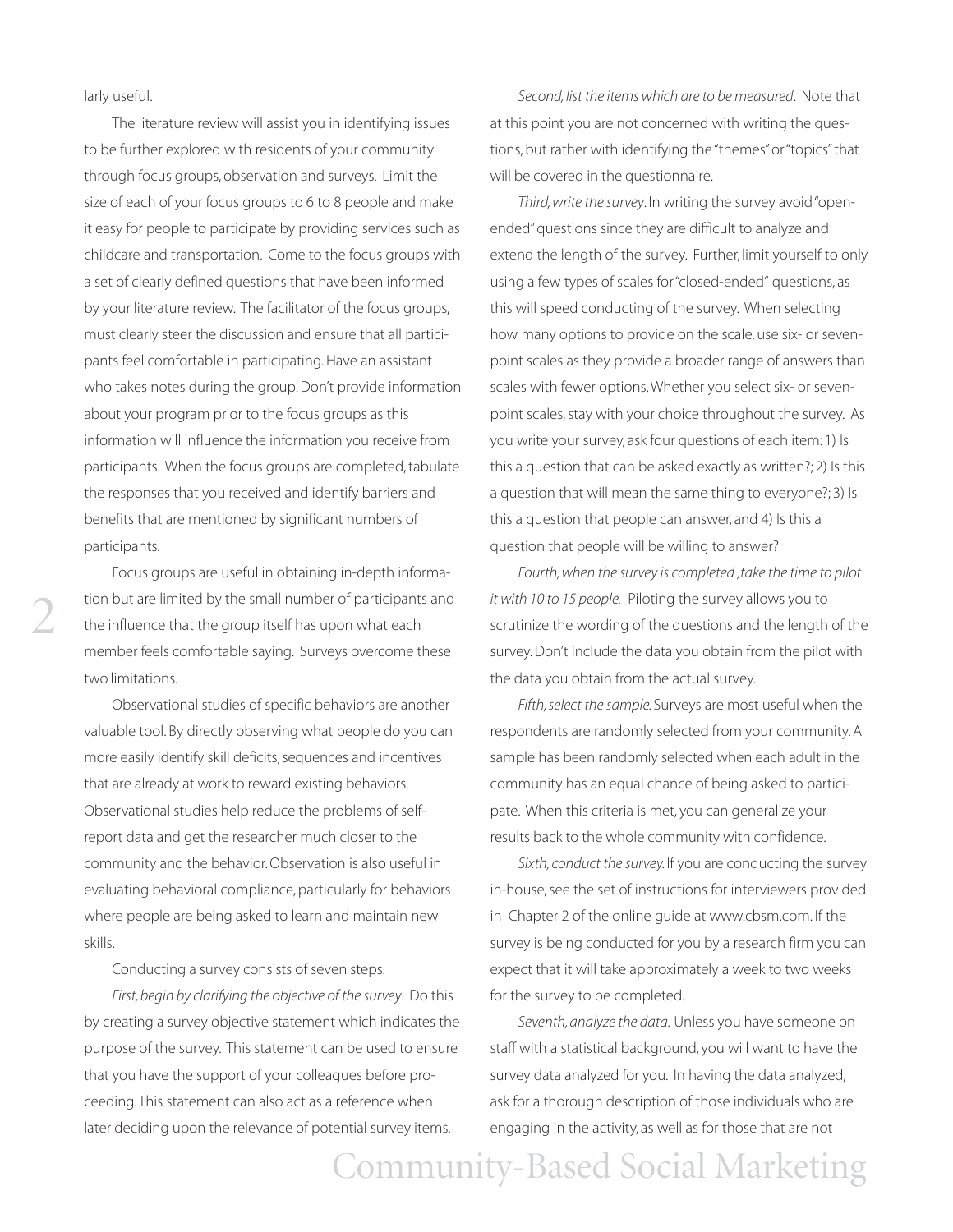larly useful.

The literature review will assist you in identifying issues to be further explored with residents of your community through focus groups, observation and surveys. Limit the size of each of your focus groups to 6 to 8 people and make it easy for people to participate by providing services such as childcare and transportation. Come to the focus groups with a set of clearly defined questions that have been informed by your literature review. The facilitator of the focus groups, must clearly steer the discussion and ensure that all participants feel comfortable in participating. Have an assistant who takes notes during the group. Don't provide information about your program prior to the focus groups as this information will influence the information you receive from participants. When the focus groups are completed, tabulate the responses that you received and identify barriers and benefits that are mentioned by significant numbers of participants.

Focus groups are useful in obtaining in-depth information but are limited by the small number of participants and the influence that the group itself has upon what each member feels comfortable saying. Surveys overcome these two limitations.

Observational studies of specific behaviors are another valuable tool. By directly observing what people do you can more easily identify skill deficits, sequences and incentives that are already at work to reward existing behaviors. Observational studies help reduce the problems of self-report data and get the researcher much closer to the community and the behavior. Observation is also useful in evaluating behavioral compliance, particularly for behaviors where people are being asked to learn and maintain new skills.

Conducting a survey consists of seven steps.

*First, begin by clarifying the objective of the survey*. Do this by creating a survey objective statement which indicates the purpose of the survey. This statement can be used to ensure that you have the support of your colleagues before proceeding. This statement can also act as a reference when later deciding upon the relevance of potential survey items.

*Second, list the items which are to be measured*. Note that at this point you are not concerned with writing the questions, but rather with identifying the "themes" or "topics" that will be covered in the questionnaire.

*Third, write the survey*. In writing the survey avoid "open-ended" questions since they are difficult to analyze and extend the length of the survey. Further, limit yourself to only using a few types of scales for "closed-ended" questions, as this will speed conducting of the survey. When selecting how many options to provide on the scale, use six- or seven-point scales as they provide a broader range of answers than scales with fewer options. Whether you select six- or seven-point scales, stay with your choice throughout the survey. As you write your survey, ask four questions of each item: 1) Is this a question that can be asked exactly as written?; 2) Is this a question that will mean the same thing to everyone?; 3) Is this a question that people can answer, and 4) Is this a question that people will be willing to answer?

*Fourth, when the survey is completed, take the time to pilot it with 10 to 15 people.* Piloting the survey allows you to scrutinize the wording of the questions and the length of the survey. Don't include the data you obtain from the pilot with the data you obtain from the actual survey.

*Fifth, select the sample.* Surveys are most useful when the respondents are randomly selected from your community. A sample has been randomly selected when each adult in the community has an equal chance of being asked to participate. When this criteria is met, you can generalize your results back to the whole community with confidence.

*Sixth, conduct the survey.* If you are conducting the survey in-house, see the set of instructions for interviewers provided in Chapter 2 of the online guide at www.cbsm.com. If the survey is being conducted for you by a research firm you can expect that it will take approximately a week to two weeks for the survey to be completed.

*Seventh, analyze the data.* Unless you have someone on staff with a statistical background, you will want to have the survey data analyzed for you. In having the data analyzed, ask for a thorough description of those individuals who are engaging in the activity, as well as for those that are not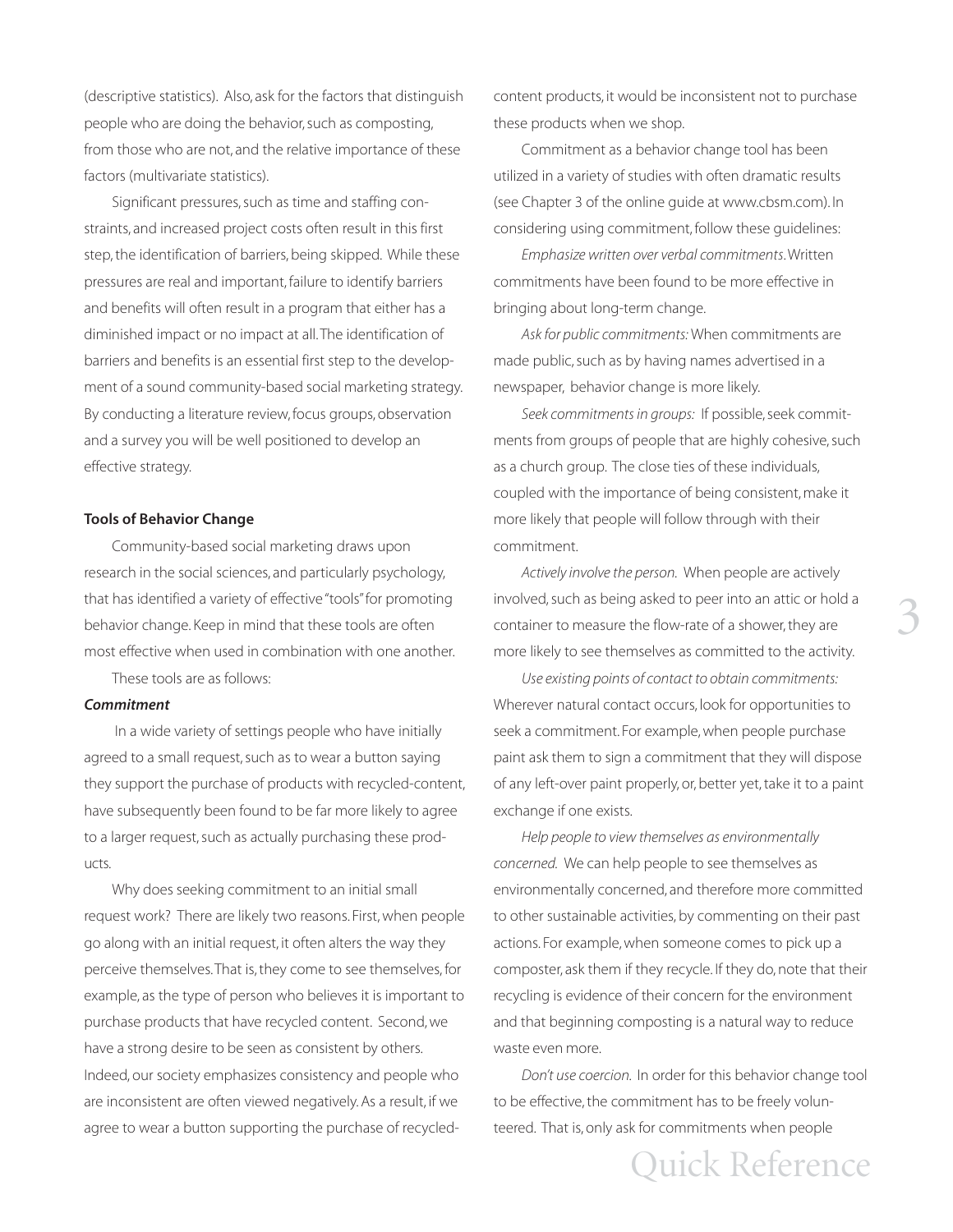(descriptive statistics). Also, ask for the factors that distinguish people who are doing the behavior, such as composting, from those who are not, and the relative importance of these factors (multivariate statistics).

Significant pressures, such as time and staffing constraints, and increased project costs often result in this first step, the identification of barriers, being skipped. While these pressures are real and important, failure to identify barriers and benefits will often result in a program that either has a diminished impact or no impact at all. The identification of barriers and benefits is an essential first step to the development of a sound community-based social marketing strategy. By conducting a literature review, focus groups, observation and a survey you will be well positioned to develop an effective strategy.

**Tools of Behavior Change**

Community-based social marketing draws upon research in the social sciences, and particularly psychology, that has identified a variety of effective "tools" for promoting behavior change. Keep in mind that these tools are often most effective when used in combination with one another.

These tools are as follows:

***Commitment***

In a wide variety of settings people who have initially agreed to a small request, such as to wear a button saying they support the purchase of products with recycled-content, have subsequently been found to be far more likely to agree to a larger request, such as actually purchasing these products.

Why does seeking commitment to an initial small request work? There are likely two reasons. First, when people go along with an initial request, it often alters the way they perceive themselves. That is, they come to see themselves, for example, as the type of person who believes it is important to purchase products that have recycled content. Second, we have a strong desire to be seen as consistent by others. Indeed, our society emphasizes consistency and people who are inconsistent are often viewed negatively. As a result, if we agree to wear a button supporting the purchase of recycled-content products, it would be inconsistent not to purchase these products when we shop.

Commitment as a behavior change tool has been utilized in a variety of studies with often dramatic results (see Chapter 3 of the online guide at www.cbsm.com). In considering using commitment, follow these guidelines:

*Emphasize written over verbal commitments*. Written commitments have been found to be more effective in bringing about long-term change.

*Ask for public commitments:* When commitments are made public, such as by having names advertised in a newspaper, behavior change is more likely.

*Seek commitments in groups:* If possible, seek commitments from groups of people that are highly cohesive, such as a church group. The close ties of these individuals, coupled with the importance of being consistent, make it more likely that people will follow through with their commitment.

*Actively involve the person.* When people are actively involved, such as being asked to peer into an attic or hold a container to measure the flow-rate of a shower, they are more likely to see themselves as committed to the activity.

*Use existing points of contact to obtain commitments:* Wherever natural contact occurs, look for opportunities to seek a commitment. For example, when people purchase paint ask them to sign a commitment that they will dispose of any left-over paint properly, or, better yet, take it to a paint exchange if one exists.

*Help people to view themselves as environmentally concerned.* We can help people to see themselves as environmentally concerned, and therefore more committed to other sustainable activities, by commenting on their past actions. For example, when someone comes to pick up a composter, ask them if they recycle. If they do, note that their recycling is evidence of their concern for the environment and that beginning composting is a natural way to reduce waste even more.

*Don't use coercion.* In order for this behavior change tool to be effective, the commitment has to be freely volunteered. That is, only ask for commitments when people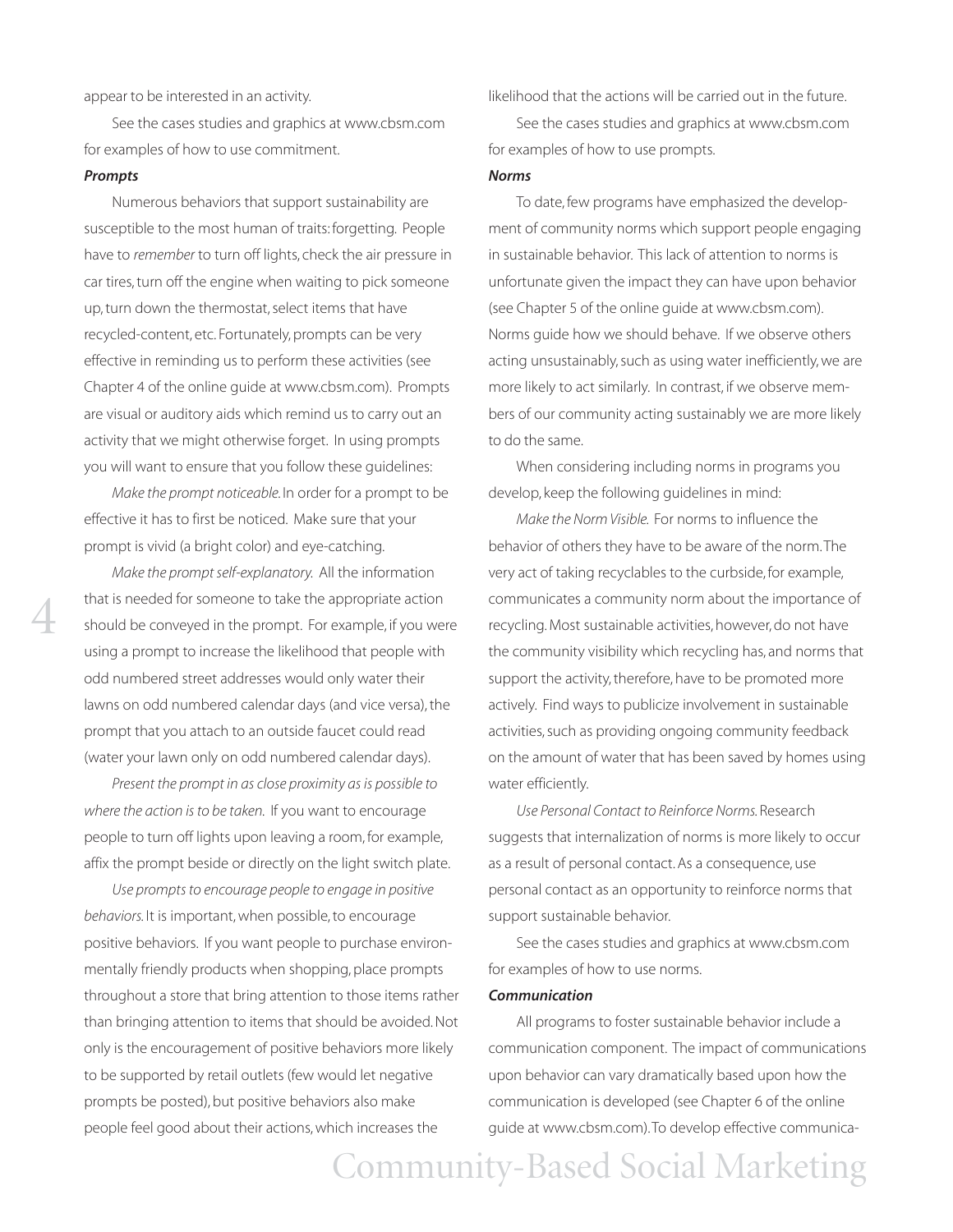appear to be interested in an activity.

See the cases studies and graphics at www.cbsm.com for examples of how to use commitment.

***Prompts***

Numerous behaviors that support sustainability are susceptible to the most human of traits: forgetting. People have to *remember* to turn off lights, check the air pressure in car tires, turn off the engine when waiting to pick someone up, turn down the thermostat, select items that have recycled-content, etc. Fortunately, prompts can be very effective in reminding us to perform these activities (see Chapter 4 of the online guide at www.cbsm.com). Prompts are visual or auditory aids which remind us to carry out an activity that we might otherwise forget. In using prompts you will want to ensure that you follow these guidelines:

*Make the prompt noticeable.* In order for a prompt to be effective it has to first be noticed. Make sure that your prompt is vivid (a bright color) and eye-catching.

*Make the prompt self-explanatory.* All the information that is needed for someone to take the appropriate action should be conveyed in the prompt. For example, if you were using a prompt to increase the likelihood that people with odd numbered street addresses would only water their lawns on odd numbered calendar days (and vice versa), the prompt that you attach to an outside faucet could read (water your lawn only on odd numbered calendar days).

*Present the prompt in as close proximity as is possible to where the action is to be taken.* If you want to encourage people to turn off lights upon leaving a room, for example, affix the prompt beside or directly on the light switch plate.

*Use prompts to encourage people to engage in positive behaviors.* It is important, when possible, to encourage positive behaviors. If you want people to purchase environmentally friendly products when shopping, place prompts throughout a store that bring attention to those items rather than bringing attention to items that should be avoided. Not only is the encouragement of positive behaviors more likely to be supported by retail outlets (few would let negative prompts be posted), but positive behaviors also make people feel good about their actions, which increases the likelihood that the actions will be carried out in the future.

See the cases studies and graphics at www.cbsm.com for examples of how to use prompts.

***Norms***

To date, few programs have emphasized the development of community norms which support people engaging in sustainable behavior. This lack of attention to norms is unfortunate given the impact they can have upon behavior (see Chapter 5 of the online guide at www.cbsm.com). Norms guide how we should behave. If we observe others acting unsustainably, such as using water inefficiently, we are more likely to act similarly. In contrast, if we observe members of our community acting sustainably we are more likely to do the same.

When considering including norms in programs you develop, keep the following guidelines in mind:

*Make the Norm Visible.* For norms to influence the behavior of others they have to be aware of the norm. The very act of taking recyclables to the curbside, for example, communicates a community norm about the importance of recycling. Most sustainable activities, however, do not have the community visibility which recycling has, and norms that support the activity, therefore, have to be promoted more actively. Find ways to publicize involvement in sustainable activities, such as providing ongoing community feedback on the amount of water that has been saved by homes using water efficiently.

*Use Personal Contact to Reinforce Norms.* Research suggests that internalization of norms is more likely to occur as a result of personal contact. As a consequence, use personal contact as an opportunity to reinforce norms that support sustainable behavior.

See the cases studies and graphics at www.cbsm.com for examples of how to use norms.

***Communication***

All programs to foster sustainable behavior include a communication component. The impact of communications upon behavior can vary dramatically based upon how the communication is developed (see Chapter 6 of the online guide at www.cbsm.com). To develop effective communica-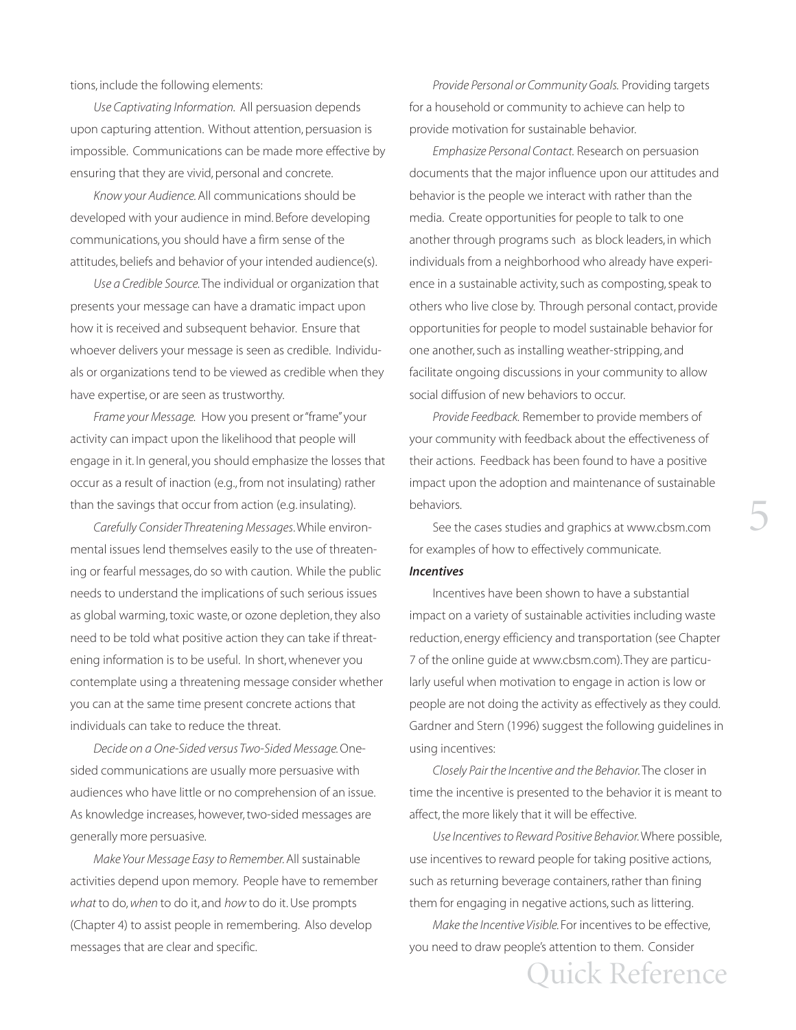tions, include the following elements:

*Use Captivating Information.* All persuasion depends upon capturing attention. Without attention, persuasion is impossible. Communications can be made more effective by ensuring that they are vivid, personal and concrete.

*Know your Audience.* All communications should be developed with your audience in mind. Before developing communications, you should have a firm sense of the attitudes, beliefs and behavior of your intended audience(s).

*Use a Credible Source.* The individual or organization that presents your message can have a dramatic impact upon how it is received and subsequent behavior. Ensure that whoever delivers your message is seen as credible. Individuals or organizations tend to be viewed as credible when they have expertise, or are seen as trustworthy.

*Frame your Message.* How you present or "frame" your activity can impact upon the likelihood that people will engage in it. In general, you should emphasize the losses that occur as a result of inaction (e.g., from not insulating) rather than the savings that occur from action (e.g. insulating).

*Carefully Consider Threatening Messages.* While environmental issues lend themselves easily to the use of threatening or fearful messages, do so with caution. While the public needs to understand the implications of such serious issues as global warming, toxic waste, or ozone depletion, they also need to be told what positive action they can take if threatening information is to be useful. In short, whenever you contemplate using a threatening message consider whether you can at the same time present concrete actions that individuals can take to reduce the threat.

*Decide on a One-Sided versus Two-Sided Message.* One-sided communications are usually more persuasive with audiences who have little or no comprehension of an issue. As knowledge increases, however, two-sided messages are generally more persuasive.

*Make Your Message Easy to Remember.* All sustainable activities depend upon memory. People have to remember *what* to do, *when* to do it, and *how* to do it. Use prompts (Chapter 4) to assist people in remembering. Also develop messages that are clear and specific.

*Provide Personal or Community Goals.* Providing targets for a household or community to achieve can help to provide motivation for sustainable behavior.

*Emphasize Personal Contact.* Research on persuasion documents that the major influence upon our attitudes and behavior is the people we interact with rather than the media. Create opportunities for people to talk to one another through programs such as block leaders, in which individuals from a neighborhood who already have experience in a sustainable activity, such as composting, speak to others who live close by. Through personal contact, provide opportunities for people to model sustainable behavior for one another, such as installing weather-stripping, and facilitate ongoing discussions in your community to allow social diffusion of new behaviors to occur.

*Provide Feedback.* Remember to provide members of your community with feedback about the effectiveness of their actions. Feedback has been found to have a positive impact upon the adoption and maintenance of sustainable behaviors.

See the cases studies and graphics at www.cbsm.com for examples of how to effectively communicate.

***Incentives***

Incentives have been shown to have a substantial impact on a variety of sustainable activities including waste reduction, energy efficiency and transportation (see Chapter 7 of the online guide at www.cbsm.com). They are particularly useful when motivation to engage in action is low or people are not doing the activity as effectively as they could. Gardner and Stern (1996) suggest the following guidelines in using incentives:

*Closely Pair the Incentive and the Behavior.* The closer in time the incentive is presented to the behavior it is meant to affect, the more likely that it will be effective.

*Use Incentives to Reward Positive Behavior.* Where possible, use incentives to reward people for taking positive actions, such as returning beverage containers, rather than fining them for engaging in negative actions, such as littering.

*Make the Incentive Visible.* For incentives to be effective, you need to draw people's attention to them. Consider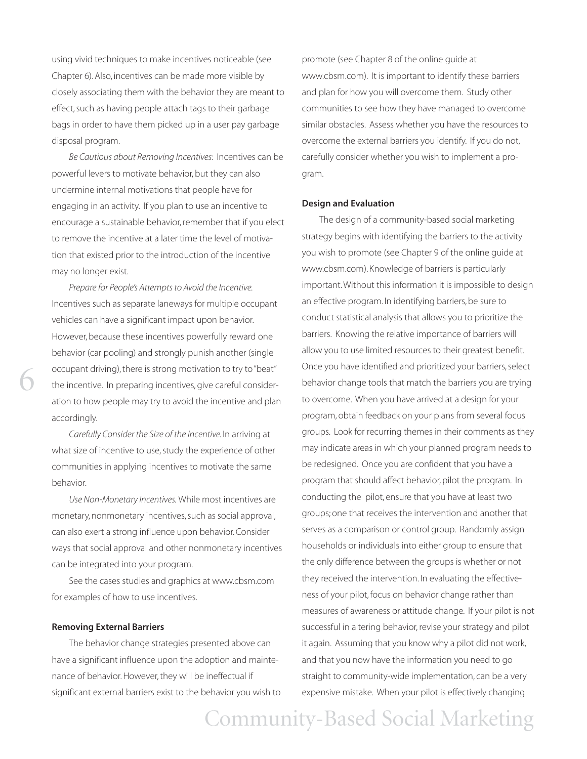using vivid techniques to make incentives noticeable (see Chapter 6). Also, incentives can be made more visible by closely associating them with the behavior they are meant to effect, such as having people attach tags to their garbage bags in order to have them picked up in a user pay garbage disposal program.

*Be Cautious about Removing Incentives*: Incentives can be powerful levers to motivate behavior, but they can also undermine internal motivations that people have for engaging in an activity. If you plan to use an incentive to encourage a sustainable behavior, remember that if you elect to remove the incentive at a later time the level of motivation that existed prior to the introduction of the incentive may no longer exist.

*Prepare for People's Attempts to Avoid the Incentive.* Incentives such as separate laneways for multiple occupant vehicles can have a significant impact upon behavior. However, because these incentives powerfully reward one behavior (car pooling) and strongly punish another (single occupant driving), there is strong motivation to try to "beat" the incentive. In preparing incentives, give careful consideration to how people may try to avoid the incentive and plan accordingly.

*Carefully Consider the Size of the Incentive.* In arriving at what size of incentive to use, study the experience of other communities in applying incentives to motivate the same behavior.

*Use Non-Monetary Incentives.* While most incentives are monetary, nonmonetary incentives, such as social approval, can also exert a strong influence upon behavior. Consider ways that social approval and other nonmonetary incentives can be integrated into your program.

See the cases studies and graphics at www.cbsm.com for examples of how to use incentives.

**Removing External Barriers**

The behavior change strategies presented above can have a significant influence upon the adoption and maintenance of behavior. However, they will be ineffectual if significant external barriers exist to the behavior you wish to promote (see Chapter 8 of the online guide at www.cbsm.com). It is important to identify these barriers and plan for how you will overcome them. Study other communities to see how they have managed to overcome similar obstacles. Assess whether you have the resources to overcome the external barriers you identify. If you do not, carefully consider whether you wish to implement a program.

**Design and Evaluation**

The design of a community-based social marketing strategy begins with identifying the barriers to the activity you wish to promote (see Chapter 9 of the online guide at www.cbsm.com). Knowledge of barriers is particularly important. Without this information it is impossible to design an effective program. In identifying barriers, be sure to conduct statistical analysis that allows you to prioritize the barriers. Knowing the relative importance of barriers will allow you to use limited resources to their greatest benefit. Once you have identified and prioritized your barriers, select behavior change tools that match the barriers you are trying to overcome. When you have arrived at a design for your program, obtain feedback on your plans from several focus groups. Look for recurring themes in their comments as they may indicate areas in which your planned program needs to be redesigned. Once you are confident that you have a program that should affect behavior, pilot the program. In conducting the pilot, ensure that you have at least two groups; one that receives the intervention and another that serves as a comparison or control group. Randomly assign households or individuals into either group to ensure that the only difference between the groups is whether or not they received the intervention. In evaluating the effectiveness of your pilot, focus on behavior change rather than measures of awareness or attitude change. If your pilot is not successful in altering behavior, revise your strategy and pilot it again. Assuming that you know why a pilot did not work, and that you now have the information you need to go straight to community-wide implementation, can be a very expensive mistake. When your pilot is effectively changing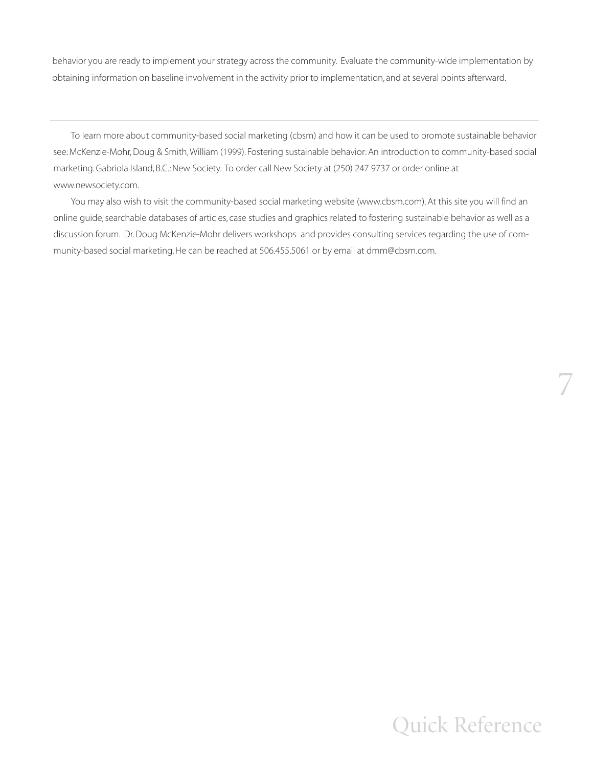behavior you are ready to implement your strategy across the community. Evaluate the community-wide implementation by obtaining information on baseline involvement in the activity prior to implementation, and at several points afterward.

---

To learn more about community-based social marketing (cbsm) and how it can be used to promote sustainable behavior see: McKenzie-Mohr, Doug & Smith, William (1999). Fostering sustainable behavior: An introduction to community-based social marketing. Gabriola Island, B.C.: New Society. To order call New Society at (250) 247 9737 or order online at www.newsociety.com.

You may also wish to visit the community-based social marketing website (www.cbsm.com). At this site you will find an online guide, searchable databases of articles, case studies and graphics related to fostering sustainable behavior as well as a discussion forum. Dr. Doug McKenzie-Mohr delivers workshops and provides consulting services regarding the use of community-based social marketing. He can be reached at 506.455.5061 or by email at dmm@cbsm.com.